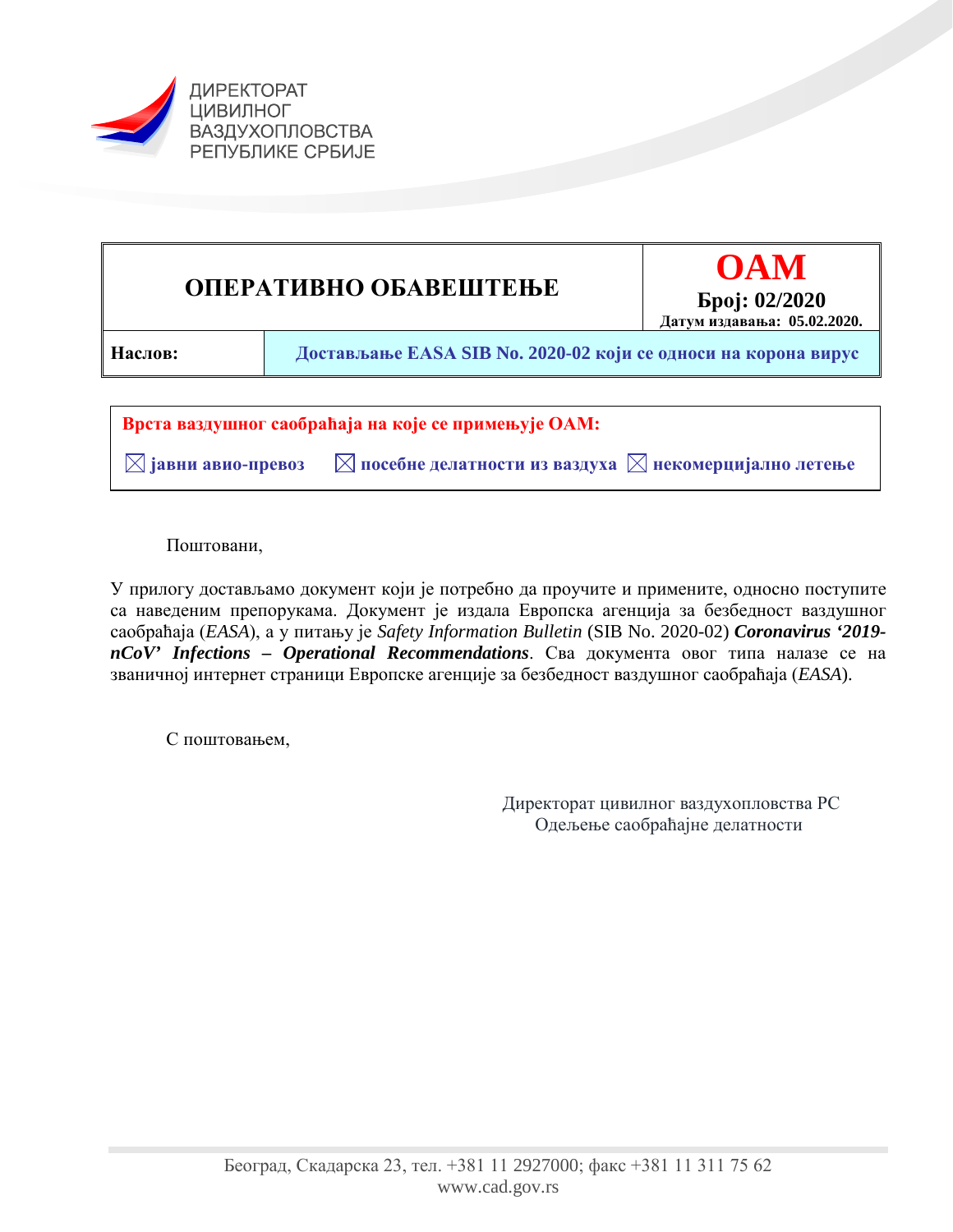ДИРЕКТОРАТ
ЦИВИЛНОГ
ВАЗДУХОПЛОВСТВА
РЕПУБЛИКЕ СРБИЈЕ

| **ОПЕРАТИВНО ОБАВЕШТЕЊЕ** | **OAM**<br>**Број: 02/2020**<br>**Датум издавања: 05.02.2020.** |
|---|---|
| **Наслов:** | **Достављање EASA SIB No. 2020-02 који се односи на корона вирус** |

**Врста ваздушног саобраћаја на које се примењује OAM:**

☒ **јавни авио-превоз** ☒ **посебне делатности из ваздуха** ☒ **некомерцијално летење**

Поштовани,

У прилогу достављамо документ који је потребно да проучите и примените, односно поступите са наведеним препорукама. Документ је издала Европска агенција за безбедност ваздушног саобраћаја (*EASA*), а у питању је *Safety Information Bulletin* (SIB No. 2020-02) ***Coronavirus '2019-nCoV' Infections – Operational Recommendations***. Сва документа овог типа налазе се на званичној интернет страници Европске агенције за безбедност ваздушног саобраћаја (*EASA*).

С поштовањем,

Директорат цивилног ваздухопловства РС
Одељење саобраћајне делатности

Београд, Скадарска 23, тел. +381 11 2927000; факс +381 11 311 75 62
www.cad.gov.rs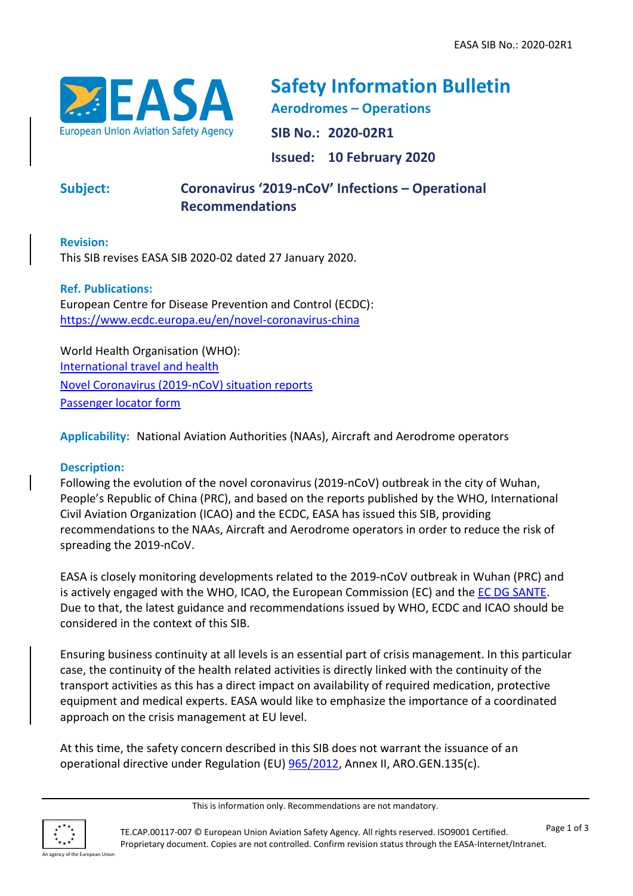EASA SIB No.: 2020-02R1

# Safety Information Bulletin

**Aerodromes – Operations**

**SIB No.: 2020-02R1**

**Issued: 10 February 2020**

**Subject:** **Coronavirus '2019-nCoV' Infections – Operational Recommendations**

**Revision:**
This SIB revises EASA SIB 2020-02 dated 27 January 2020.

**Ref. Publications:**
European Centre for Disease Prevention and Control (ECDC):
[https://www.ecdc.europa.eu/en/novel-coronavirus-china](https://www.ecdc.europa.eu/en/novel-coronavirus-china)

World Health Organisation (WHO):
International travel and health
Novel Coronavirus (2019-nCoV) situation reports
Passenger locator form

**Applicability:** National Aviation Authorities (NAAs), Aircraft and Aerodrome operators

**Description:**
Following the evolution of the novel coronavirus (2019-nCoV) outbreak in the city of Wuhan, People's Republic of China (PRC), and based on the reports published by the WHO, International Civil Aviation Organization (ICAO) and the ECDC, EASA has issued this SIB, providing recommendations to the NAAs, Aircraft and Aerodrome operators in order to reduce the risk of spreading the 2019-nCoV.

EASA is closely monitoring developments related to the 2019-nCoV outbreak in Wuhan (PRC) and is actively engaged with the WHO, ICAO, the European Commission (EC) and the EC DG SANTE. Due to that, the latest guidance and recommendations issued by WHO, ECDC and ICAO should be considered in the context of this SIB.

Ensuring business continuity at all levels is an essential part of crisis management. In this particular case, the continuity of the health related activities is directly linked with the continuity of the transport activities as this has a direct impact on availability of required medication, protective equipment and medical experts. EASA would like to emphasize the importance of a coordinated approach on the crisis management at EU level.

At this time, the safety concern described in this SIB does not warrant the issuance of an operational directive under Regulation (EU) 965/2012, Annex II, ARO.GEN.135(c).

This is information only. Recommendations are not mandatory.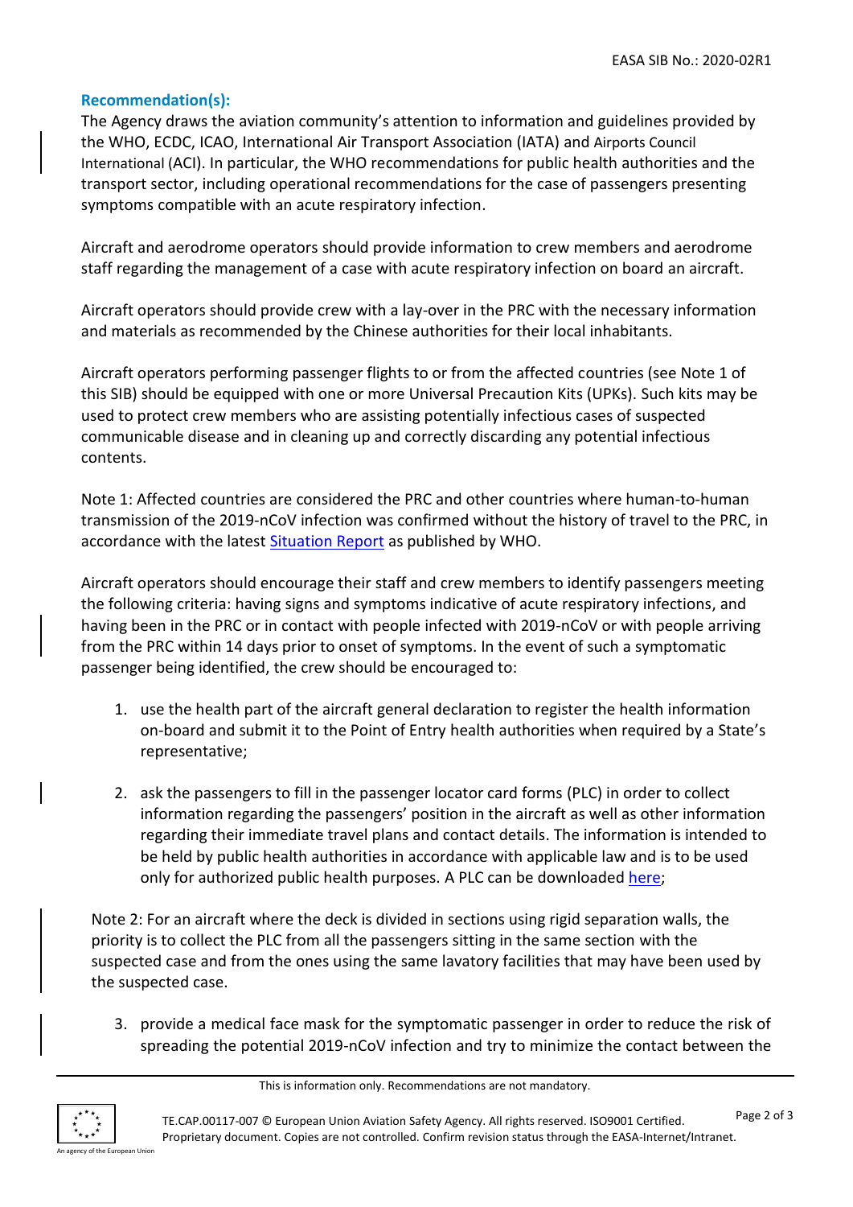**Recommendation(s):**

The Agency draws the aviation community's attention to information and guidelines provided by the WHO, ECDC, ICAO, International Air Transport Association (IATA) and Airports Council International (ACI). In particular, the WHO recommendations for public health authorities and the transport sector, including operational recommendations for the case of passengers presenting symptoms compatible with an acute respiratory infection.

Aircraft and aerodrome operators should provide information to crew members and aerodrome staff regarding the management of a case with acute respiratory infection on board an aircraft.

Aircraft operators should provide crew with a lay-over in the PRC with the necessary information and materials as recommended by the Chinese authorities for their local inhabitants.

Aircraft operators performing passenger flights to or from the affected countries (see Note 1 of this SIB) should be equipped with one or more Universal Precaution Kits (UPKs). Such kits may be used to protect crew members who are assisting potentially infectious cases of suspected communicable disease and in cleaning up and correctly discarding any potential infectious contents.

Note 1: Affected countries are considered the PRC and other countries where human-to-human transmission of the 2019-nCoV infection was confirmed without the history of travel to the PRC, in accordance with the latest [Situation Report] as published by WHO.

Aircraft operators should encourage their staff and crew members to identify passengers meeting the following criteria: having signs and symptoms indicative of acute respiratory infections, and having been in the PRC or in contact with people infected with 2019-nCoV or with people arriving from the PRC within 14 days prior to onset of symptoms. In the event of such a symptomatic passenger being identified, the crew should be encouraged to:

1. use the health part of the aircraft general declaration to register the health information on-board and submit it to the Point of Entry health authorities when required by a State's representative;

2. ask the passengers to fill in the passenger locator card forms (PLC) in order to collect information regarding the passengers' position in the aircraft as well as other information regarding their immediate travel plans and contact details. The information is intended to be held by public health authorities in accordance with applicable law and is to be used only for authorized public health purposes. A PLC can be downloaded [here];

Note 2: For an aircraft where the deck is divided in sections using rigid separation walls, the priority is to collect the PLC from all the passengers sitting in the same section with the suspected case and from the ones using the same lavatory facilities that may have been used by the suspected case.

3. provide a medical face mask for the symptomatic passenger in order to reduce the risk of spreading the potential 2019-nCoV infection and try to minimize the contact between the

This is information only. Recommendations are not mandatory.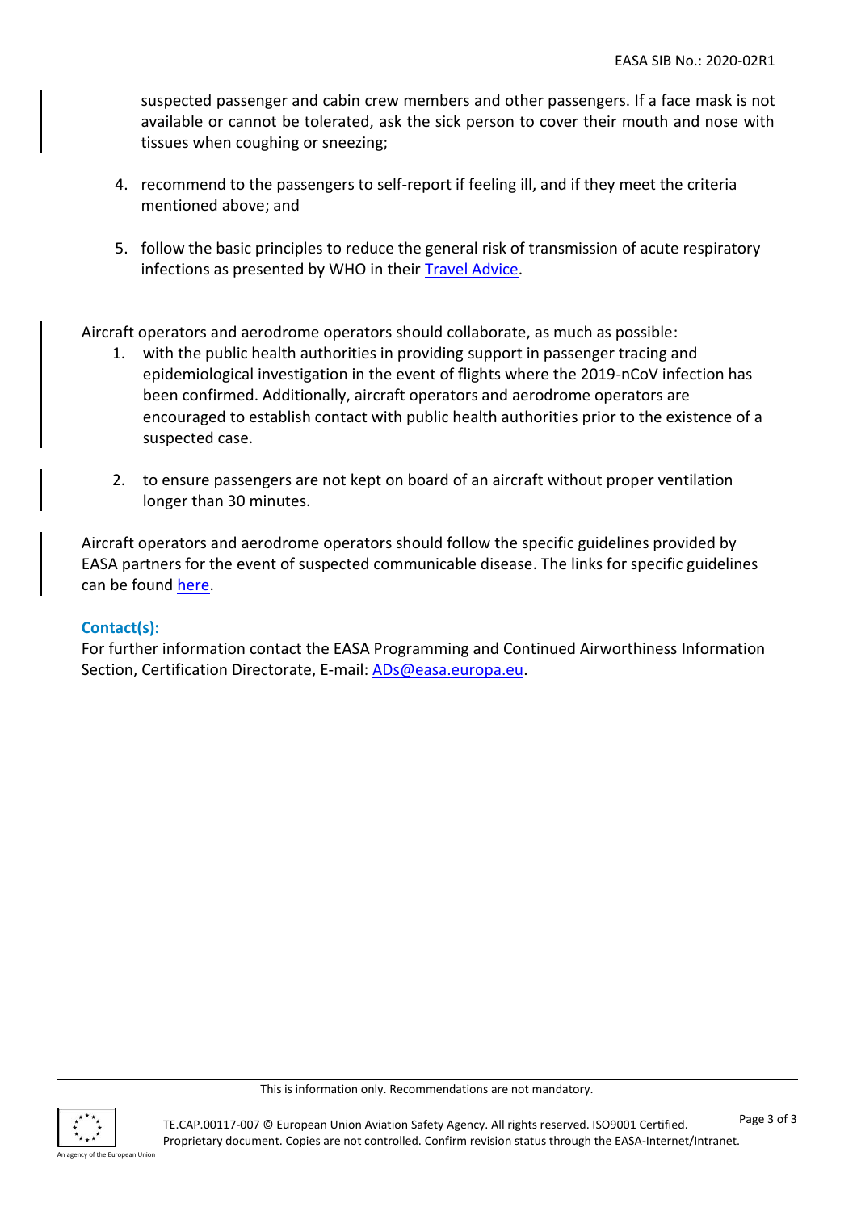suspected passenger and cabin crew members and other passengers. If a face mask is not available or cannot be tolerated, ask the sick person to cover their mouth and nose with tissues when coughing or sneezing;

4. recommend to the passengers to self-report if feeling ill, and if they meet the criteria mentioned above; and

5. follow the basic principles to reduce the general risk of transmission of acute respiratory infections as presented by WHO in their Travel Advice.

Aircraft operators and aerodrome operators should collaborate, as much as possible:

1. with the public health authorities in providing support in passenger tracing and epidemiological investigation in the event of flights where the 2019-nCoV infection has been confirmed. Additionally, aircraft operators and aerodrome operators are encouraged to establish contact with public health authorities prior to the existence of a suspected case.

2. to ensure passengers are not kept on board of an aircraft without proper ventilation longer than 30 minutes.

Aircraft operators and aerodrome operators should follow the specific guidelines provided by EASA partners for the event of suspected communicable disease. The links for specific guidelines can be found here.

**Contact(s):**

For further information contact the EASA Programming and Continued Airworthiness Information Section, Certification Directorate, E-mail: ADs@easa.europa.eu.

This is information only. Recommendations are not mandatory.